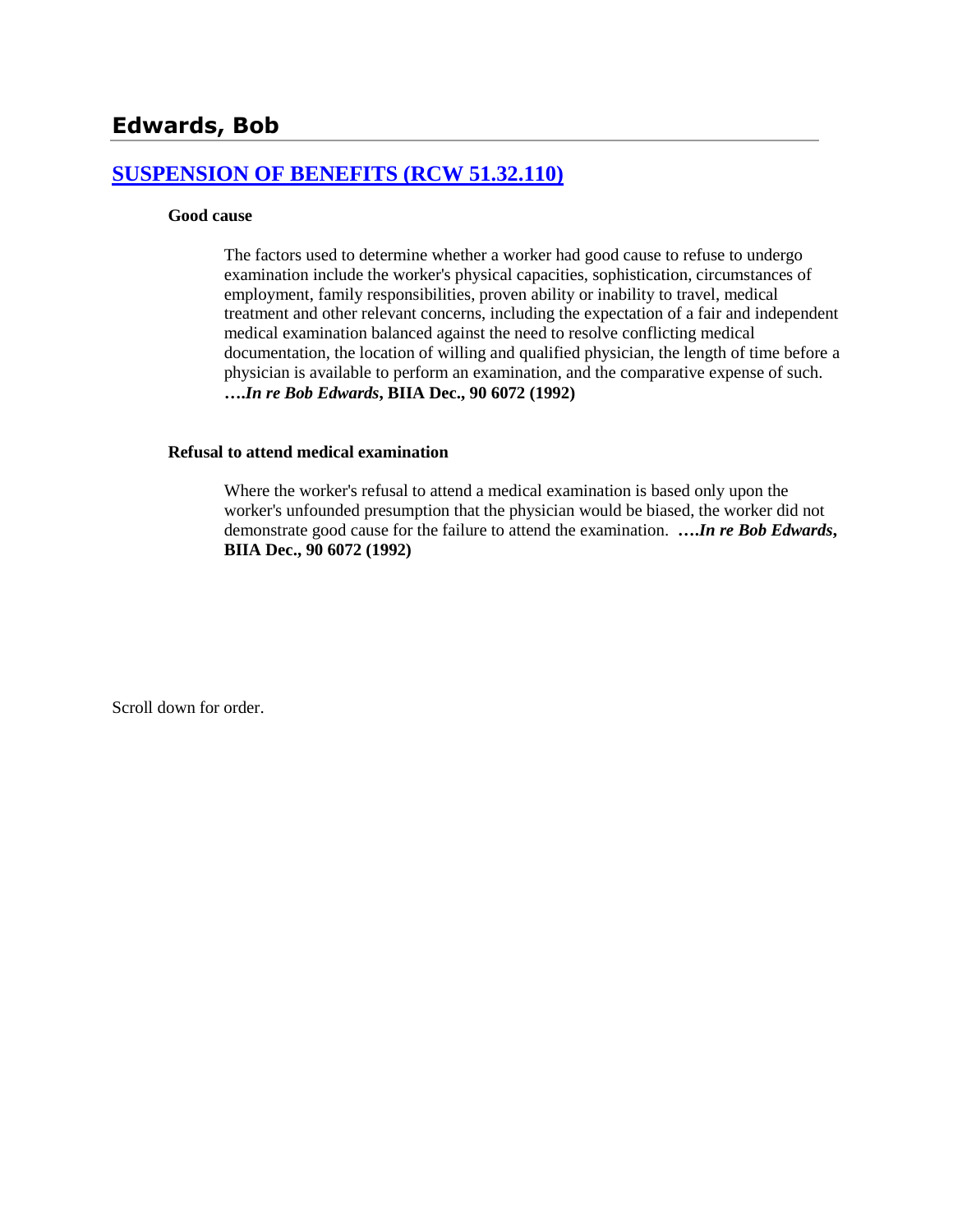# Edwards, Bob

## SUSPENSION OF BENEFITS (RCW 51.32.110)

**Good cause**

The factors used to determine whether a worker had good cause to refuse to undergo examination include the worker's physical capacities, sophistication, circumstances of employment, family responsibilities, proven ability or inability to travel, medical treatment and other relevant concerns, including the expectation of a fair and independent medical examination balanced against the need to resolve conflicting medical documentation, the location of willing and qualified physician, the length of time before a physician is available to perform an examination, and the comparative expense of such. ***….In re Bob Edwards*, BIIA Dec., 90 6072 (1992)**

**Refusal to attend medical examination**

Where the worker's refusal to attend a medical examination is based only upon the worker's unfounded presumption that the physician would be biased, the worker did not demonstrate good cause for the failure to attend the examination. ***….In re Bob Edwards*, BIIA Dec., 90 6072 (1992)**

Scroll down for order.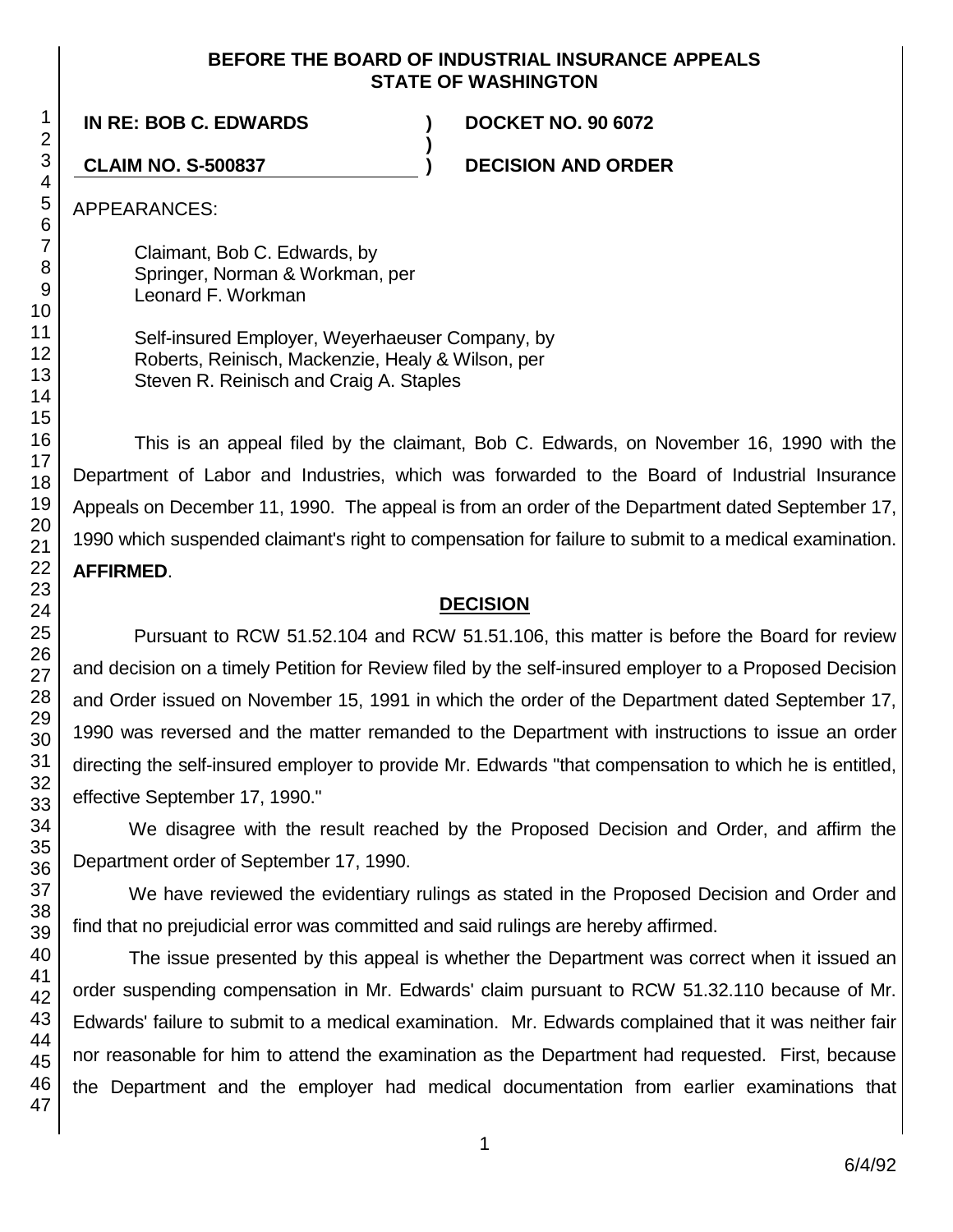**BEFORE THE BOARD OF INDUSTRIAL INSURANCE APPEALS STATE OF WASHINGTON**

**IN RE: BOB C. EDWARDS** ) **DOCKET NO. 90 6072**

**CLAIM NO. S-500837** ) **DECISION AND ORDER**

APPEARANCES:

Claimant, Bob C. Edwards, by
Springer, Norman & Workman, per
Leonard F. Workman

Self-insured Employer, Weyerhaeuser Company, by
Roberts, Reinisch, Mackenzie, Healy & Wilson, per
Steven R. Reinisch and Craig A. Staples

This is an appeal filed by the claimant, Bob C. Edwards, on November 16, 1990 with the Department of Labor and Industries, which was forwarded to the Board of Industrial Insurance Appeals on December 11, 1990. The appeal is from an order of the Department dated September 17, 1990 which suspended claimant's right to compensation for failure to submit to a medical examination. **AFFIRMED**.

## DECISION

Pursuant to RCW 51.52.104 and RCW 51.51.106, this matter is before the Board for review and decision on a timely Petition for Review filed by the self-insured employer to a Proposed Decision and Order issued on November 15, 1991 in which the order of the Department dated September 17, 1990 was reversed and the matter remanded to the Department with instructions to issue an order directing the self-insured employer to provide Mr. Edwards "that compensation to which he is entitled, effective September 17, 1990."

We disagree with the result reached by the Proposed Decision and Order, and affirm the Department order of September 17, 1990.

We have reviewed the evidentiary rulings as stated in the Proposed Decision and Order and find that no prejudicial error was committed and said rulings are hereby affirmed.

The issue presented by this appeal is whether the Department was correct when it issued an order suspending compensation in Mr. Edwards' claim pursuant to RCW 51.32.110 because of Mr. Edwards' failure to submit to a medical examination. Mr. Edwards complained that it was neither fair nor reasonable for him to attend the examination as the Department had requested. First, because the Department and the employer had medical documentation from earlier examinations that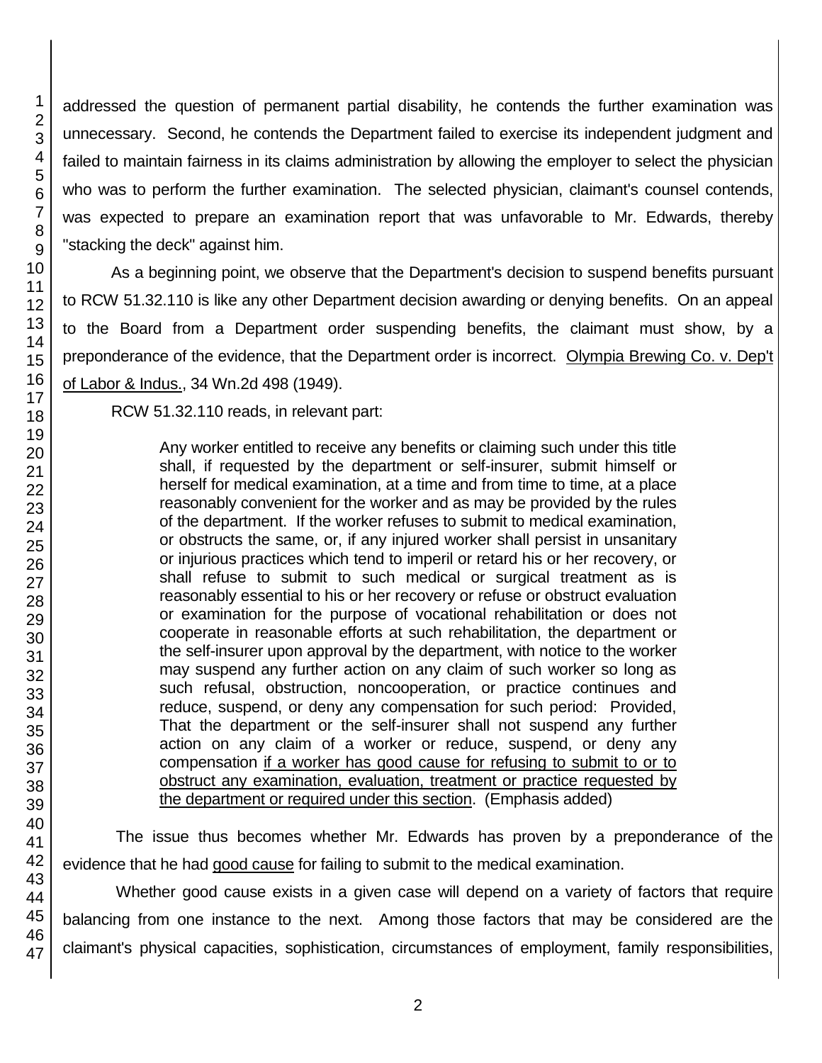addressed the question of permanent partial disability, he contends the further examination was unnecessary. Second, he contends the Department failed to exercise its independent judgment and failed to maintain fairness in its claims administration by allowing the employer to select the physician who was to perform the further examination. The selected physician, claimant's counsel contends, was expected to prepare an examination report that was unfavorable to Mr. Edwards, thereby "stacking the deck" against him.

As a beginning point, we observe that the Department's decision to suspend benefits pursuant to RCW 51.32.110 is like any other Department decision awarding or denying benefits. On an appeal to the Board from a Department order suspending benefits, the claimant must show, by a preponderance of the evidence, that the Department order is incorrect. Olympia Brewing Co. v. Dep't of Labor & Indus., 34 Wn.2d 498 (1949).

RCW 51.32.110 reads, in relevant part:

> Any worker entitled to receive any benefits or claiming such under this title shall, if requested by the department or self-insurer, submit himself or herself for medical examination, at a time and from time to time, at a place reasonably convenient for the worker and as may be provided by the rules of the department. If the worker refuses to submit to medical examination, or obstructs the same, or, if any injured worker shall persist in unsanitary or injurious practices which tend to imperil or retard his or her recovery, or shall refuse to submit to such medical or surgical treatment as is reasonably essential to his or her recovery or refuse or obstruct evaluation or examination for the purpose of vocational rehabilitation or does not cooperate in reasonable efforts at such rehabilitation, the department or the self-insurer upon approval by the department, with notice to the worker may suspend any further action on any claim of such worker so long as such refusal, obstruction, noncooperation, or practice continues and reduce, suspend, or deny any compensation for such period: Provided, That the department or the self-insurer shall not suspend any further action on any claim of a worker or reduce, suspend, or deny any compensation <u>if a worker has good cause for refusing to submit to or to obstruct any examination, evaluation, treatment or practice requested by the department or required under this section</u>. (Emphasis added)

The issue thus becomes whether Mr. Edwards has proven by a preponderance of the evidence that he had <u>good cause</u> for failing to submit to the medical examination.

Whether good cause exists in a given case will depend on a variety of factors that require balancing from one instance to the next. Among those factors that may be considered are the claimant's physical capacities, sophistication, circumstances of employment, family responsibilities,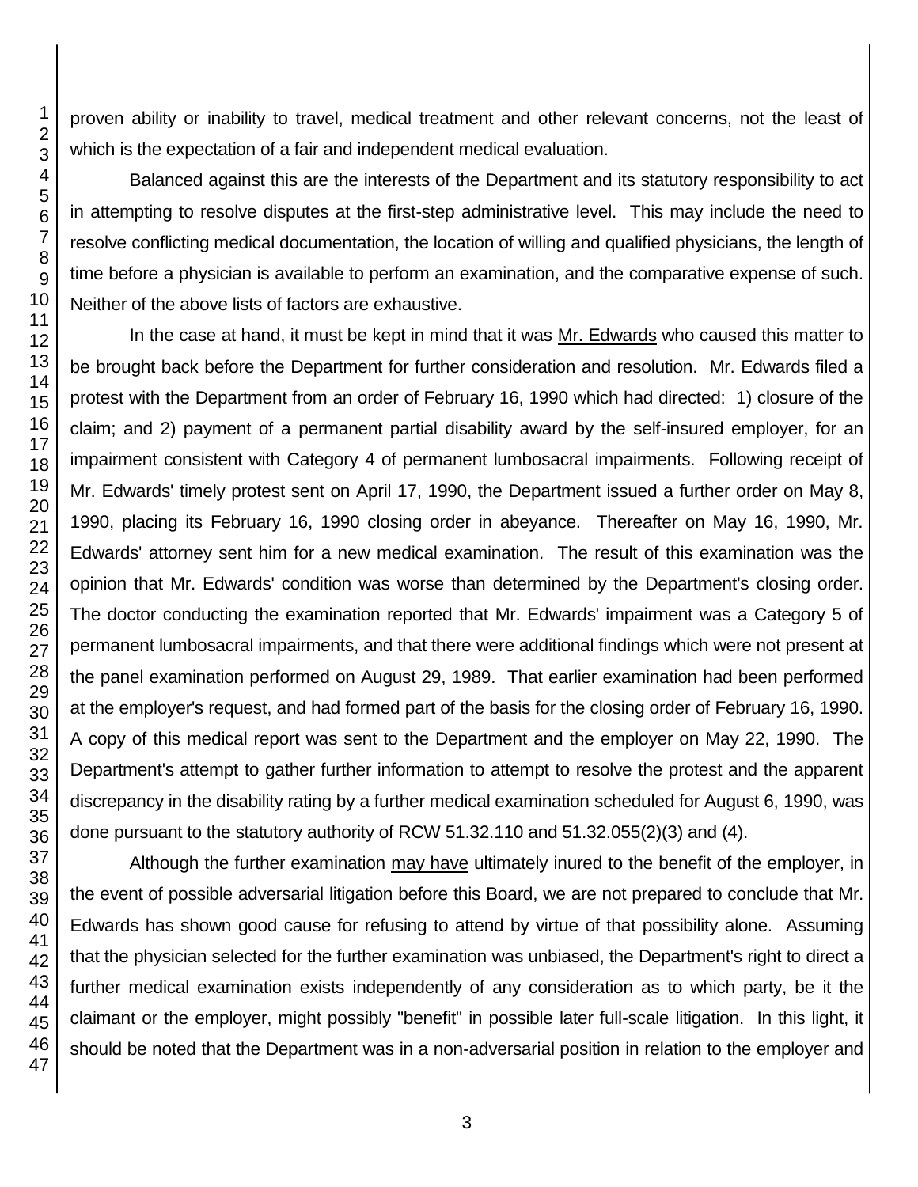proven ability or inability to travel, medical treatment and other relevant concerns, not the least of which is the expectation of a fair and independent medical evaluation.

Balanced against this are the interests of the Department and its statutory responsibility to act in attempting to resolve disputes at the first-step administrative level. This may include the need to resolve conflicting medical documentation, the location of willing and qualified physicians, the length of time before a physician is available to perform an examination, and the comparative expense of such. Neither of the above lists of factors are exhaustive.

In the case at hand, it must be kept in mind that it was Mr. Edwards who caused this matter to be brought back before the Department for further consideration and resolution. Mr. Edwards filed a protest with the Department from an order of February 16, 1990 which had directed: 1) closure of the claim; and 2) payment of a permanent partial disability award by the self-insured employer, for an impairment consistent with Category 4 of permanent lumbosacral impairments. Following receipt of Mr. Edwards' timely protest sent on April 17, 1990, the Department issued a further order on May 8, 1990, placing its February 16, 1990 closing order in abeyance. Thereafter on May 16, 1990, Mr. Edwards' attorney sent him for a new medical examination. The result of this examination was the opinion that Mr. Edwards' condition was worse than determined by the Department's closing order. The doctor conducting the examination reported that Mr. Edwards' impairment was a Category 5 of permanent lumbosacral impairments, and that there were additional findings which were not present at the panel examination performed on August 29, 1989. That earlier examination had been performed at the employer's request, and had formed part of the basis for the closing order of February 16, 1990. A copy of this medical report was sent to the Department and the employer on May 22, 1990. The Department's attempt to gather further information to attempt to resolve the protest and the apparent discrepancy in the disability rating by a further medical examination scheduled for August 6, 1990, was done pursuant to the statutory authority of RCW 51.32.110 and 51.32.055(2)(3) and (4).

Although the further examination may have ultimately inured to the benefit of the employer, in the event of possible adversarial litigation before this Board, we are not prepared to conclude that Mr. Edwards has shown good cause for refusing to attend by virtue of that possibility alone. Assuming that the physician selected for the further examination was unbiased, the Department's right to direct a further medical examination exists independently of any consideration as to which party, be it the claimant or the employer, might possibly "benefit" in possible later full-scale litigation. In this light, it should be noted that the Department was in a non-adversarial position in relation to the employer and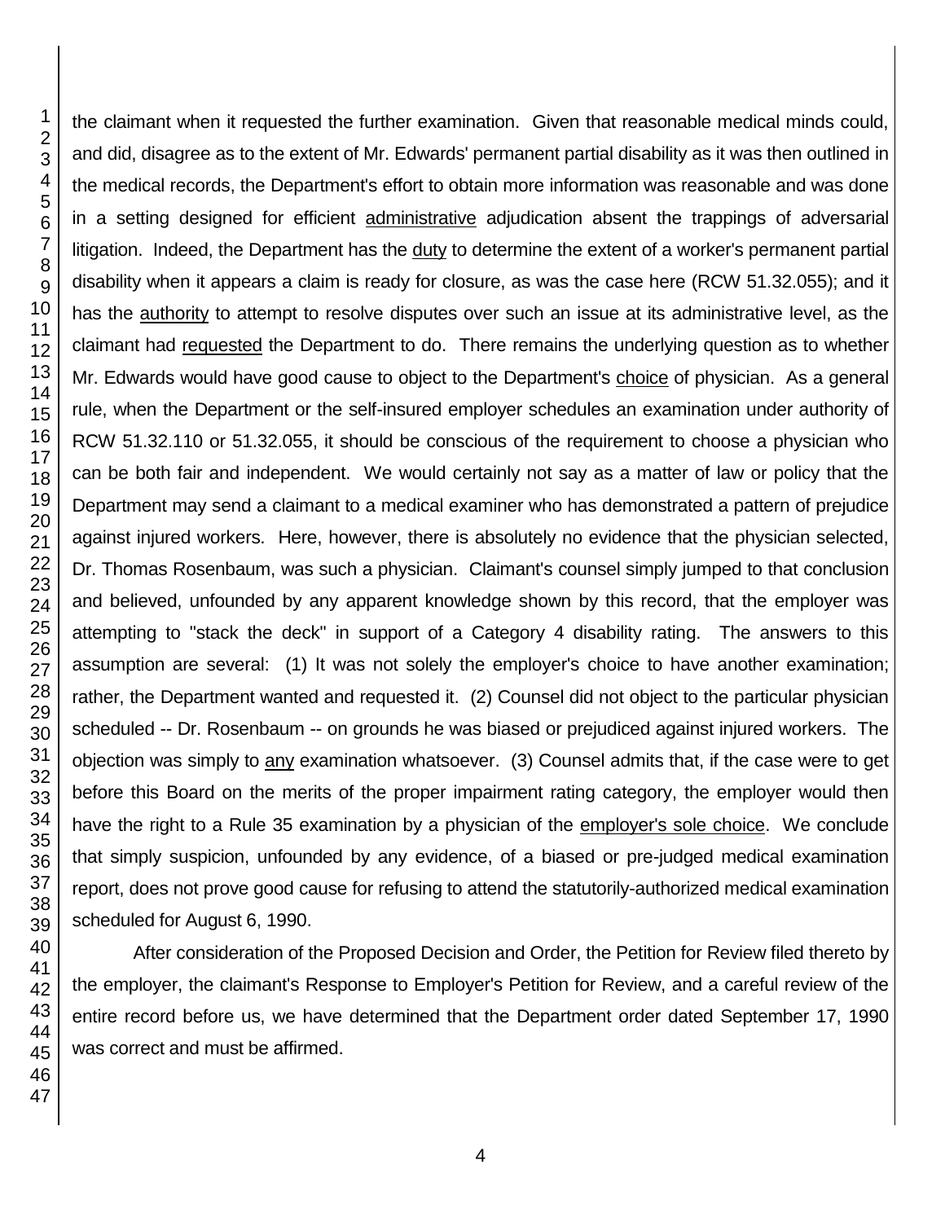the claimant when it requested the further examination. Given that reasonable medical minds could, and did, disagree as to the extent of Mr. Edwards' permanent partial disability as it was then outlined in the medical records, the Department's effort to obtain more information was reasonable and was done in a setting designed for efficient administrative adjudication absent the trappings of adversarial litigation. Indeed, the Department has the duty to determine the extent of a worker's permanent partial disability when it appears a claim is ready for closure, as was the case here (RCW 51.32.055); and it has the authority to attempt to resolve disputes over such an issue at its administrative level, as the claimant had requested the Department to do. There remains the underlying question as to whether Mr. Edwards would have good cause to object to the Department's choice of physician. As a general rule, when the Department or the self-insured employer schedules an examination under authority of RCW 51.32.110 or 51.32.055, it should be conscious of the requirement to choose a physician who can be both fair and independent. We would certainly not say as a matter of law or policy that the Department may send a claimant to a medical examiner who has demonstrated a pattern of prejudice against injured workers. Here, however, there is absolutely no evidence that the physician selected, Dr. Thomas Rosenbaum, was such a physician. Claimant's counsel simply jumped to that conclusion and believed, unfounded by any apparent knowledge shown by this record, that the employer was attempting to "stack the deck" in support of a Category 4 disability rating. The answers to this assumption are several: (1) It was not solely the employer's choice to have another examination; rather, the Department wanted and requested it. (2) Counsel did not object to the particular physician scheduled -- Dr. Rosenbaum -- on grounds he was biased or prejudiced against injured workers. The objection was simply to any examination whatsoever. (3) Counsel admits that, if the case were to get before this Board on the merits of the proper impairment rating category, the employer would then have the right to a Rule 35 examination by a physician of the employer's sole choice. We conclude that simply suspicion, unfounded by any evidence, of a biased or pre-judged medical examination report, does not prove good cause for refusing to attend the statutorily-authorized medical examination scheduled for August 6, 1990.

After consideration of the Proposed Decision and Order, the Petition for Review filed thereto by the employer, the claimant's Response to Employer's Petition for Review, and a careful review of the entire record before us, we have determined that the Department order dated September 17, 1990 was correct and must be affirmed.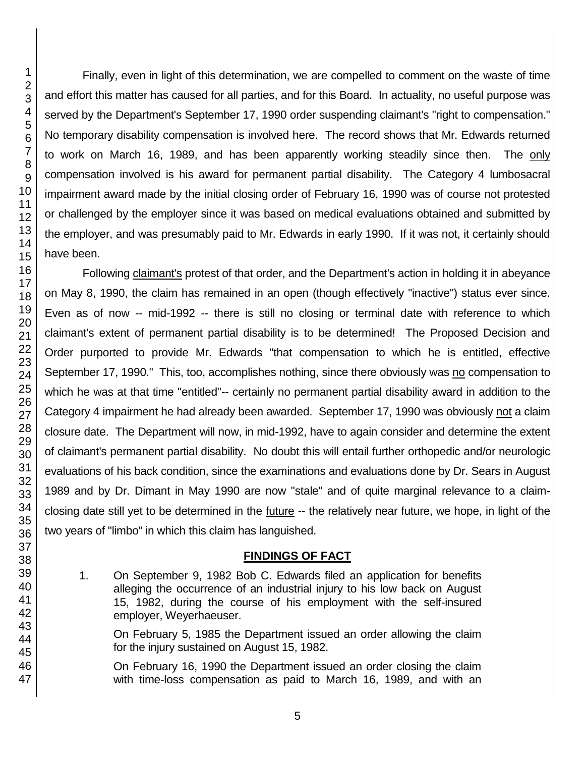Finally, even in light of this determination, we are compelled to comment on the waste of time and effort this matter has caused for all parties, and for this Board. In actuality, no useful purpose was served by the Department's September 17, 1990 order suspending claimant's "right to compensation." No temporary disability compensation is involved here. The record shows that Mr. Edwards returned to work on March 16, 1989, and has been apparently working steadily since then. The only compensation involved is his award for permanent partial disability. The Category 4 lumbosacral impairment award made by the initial closing order of February 16, 1990 was of course not protested or challenged by the employer since it was based on medical evaluations obtained and submitted by the employer, and was presumably paid to Mr. Edwards in early 1990. If it was not, it certainly should have been.

Following claimant's protest of that order, and the Department's action in holding it in abeyance on May 8, 1990, the claim has remained in an open (though effectively "inactive") status ever since. Even as of now -- mid-1992 -- there is still no closing or terminal date with reference to which claimant's extent of permanent partial disability is to be determined! The Proposed Decision and Order purported to provide Mr. Edwards "that compensation to which he is entitled, effective September 17, 1990." This, too, accomplishes nothing, since there obviously was no compensation to which he was at that time "entitled"-- certainly no permanent partial disability award in addition to the Category 4 impairment he had already been awarded. September 17, 1990 was obviously not a claim closure date. The Department will now, in mid-1992, have to again consider and determine the extent of claimant's permanent partial disability. No doubt this will entail further orthopedic and/or neurologic evaluations of his back condition, since the examinations and evaluations done by Dr. Sears in August 1989 and by Dr. Dimant in May 1990 are now "stale" and of quite marginal relevance to a claim-closing date still yet to be determined in the future -- the relatively near future, we hope, in light of the two years of "limbo" in which this claim has languished.

## FINDINGS OF FACT

1. On September 9, 1982 Bob C. Edwards filed an application for benefits alleging the occurrence of an industrial injury to his low back on August 15, 1982, during the course of his employment with the self-insured employer, Weyerhaeuser.

   On February 5, 1985 the Department issued an order allowing the claim for the injury sustained on August 15, 1982.

   On February 16, 1990 the Department issued an order closing the claim with time-loss compensation as paid to March 16, 1989, and with an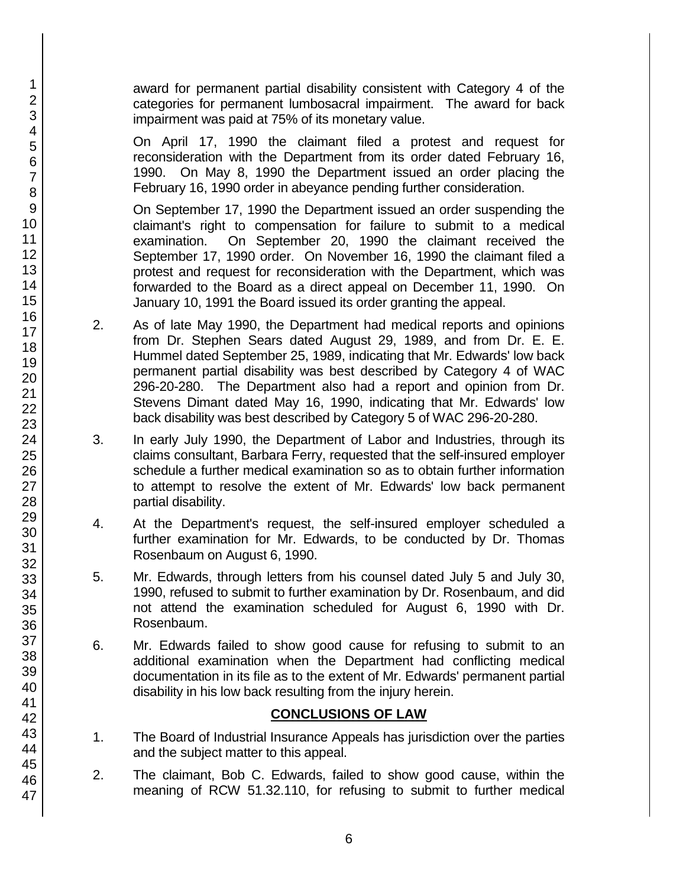award for permanent partial disability consistent with Category 4 of the categories for permanent lumbosacral impairment. The award for back impairment was paid at 75% of its monetary value.

On April 17, 1990 the claimant filed a protest and request for reconsideration with the Department from its order dated February 16, 1990. On May 8, 1990 the Department issued an order placing the February 16, 1990 order in abeyance pending further consideration.

On September 17, 1990 the Department issued an order suspending the claimant's right to compensation for failure to submit to a medical examination. On September 20, 1990 the claimant received the September 17, 1990 order. On November 16, 1990 the claimant filed a protest and request for reconsideration with the Department, which was forwarded to the Board as a direct appeal on December 11, 1990. On January 10, 1991 the Board issued its order granting the appeal.

2. As of late May 1990, the Department had medical reports and opinions from Dr. Stephen Sears dated August 29, 1989, and from Dr. E. E. Hummel dated September 25, 1989, indicating that Mr. Edwards' low back permanent partial disability was best described by Category 4 of WAC 296-20-280. The Department also had a report and opinion from Dr. Stevens Dimant dated May 16, 1990, indicating that Mr. Edwards' low back disability was best described by Category 5 of WAC 296-20-280.

3. In early July 1990, the Department of Labor and Industries, through its claims consultant, Barbara Ferry, requested that the self-insured employer schedule a further medical examination so as to obtain further information to attempt to resolve the extent of Mr. Edwards' low back permanent partial disability.

4. At the Department's request, the self-insured employer scheduled a further examination for Mr. Edwards, to be conducted by Dr. Thomas Rosenbaum on August 6, 1990.

5. Mr. Edwards, through letters from his counsel dated July 5 and July 30, 1990, refused to submit to further examination by Dr. Rosenbaum, and did not attend the examination scheduled for August 6, 1990 with Dr. Rosenbaum.

6. Mr. Edwards failed to show good cause for refusing to submit to an additional examination when the Department had conflicting medical documentation in its file as to the extent of Mr. Edwards' permanent partial disability in his low back resulting from the injury herein.

## CONCLUSIONS OF LAW

1. The Board of Industrial Insurance Appeals has jurisdiction over the parties and the subject matter to this appeal.

2. The claimant, Bob C. Edwards, failed to show good cause, within the meaning of RCW 51.32.110, for refusing to submit to further medical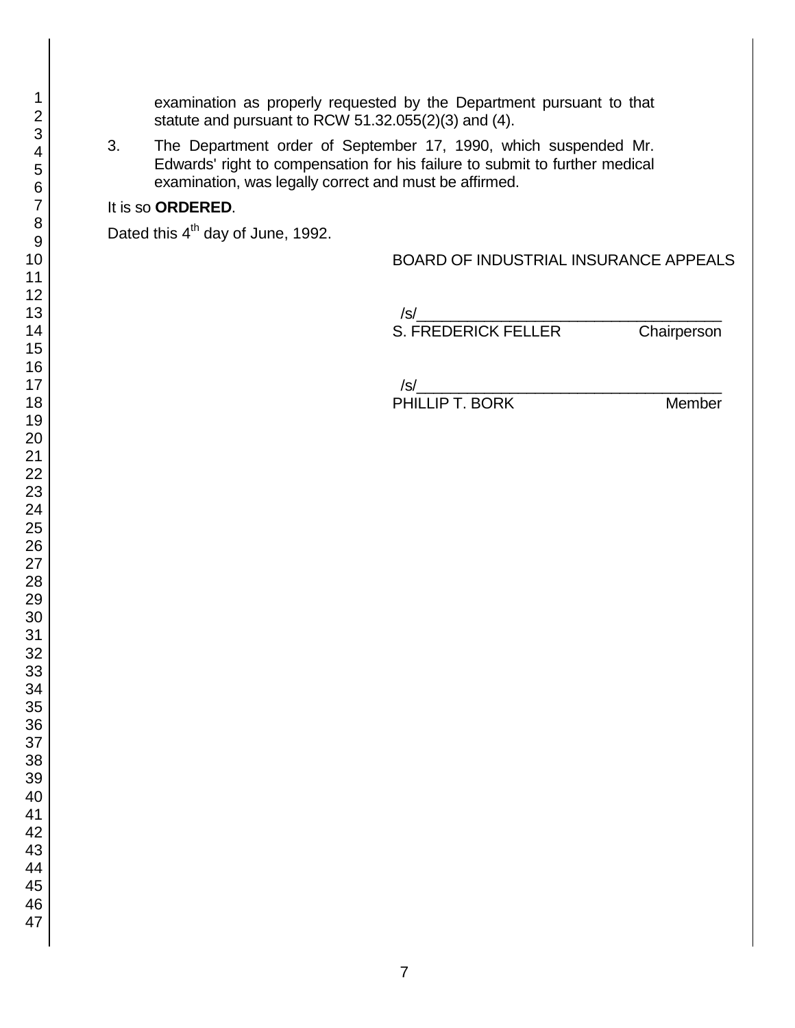examination as properly requested by the Department pursuant to that statute and pursuant to RCW 51.32.055(2)(3) and (4).

3. The Department order of September 17, 1990, which suspended Mr. Edwards' right to compensation for his failure to submit to further medical examination, was legally correct and must be affirmed.

It is so **ORDERED**.

Dated this 4th day of June, 1992.

BOARD OF INDUSTRIAL INSURANCE APPEALS

/s/_____________________________________
S. FREDERICK FELLER Chairperson

/s/_____________________________________
PHILLIP T. BORK Member